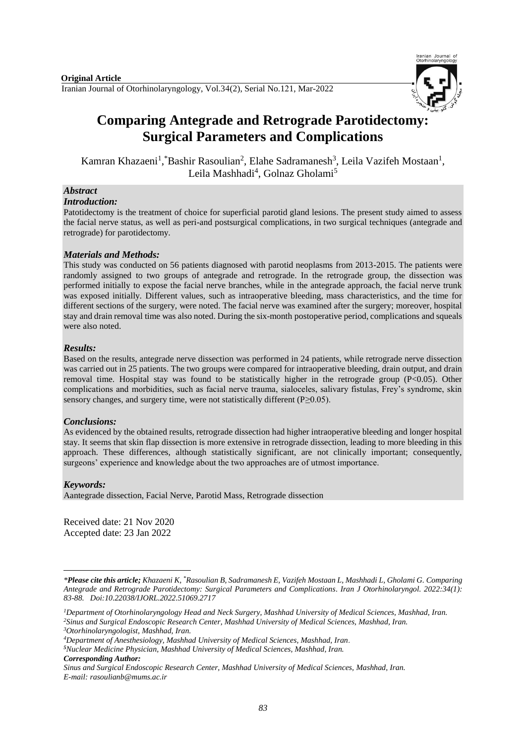**Original Article**

# Comparing Antegrade and Retrograde Parotidectomy: Surgical Parameters and Complications

Kamran Khazaeni[1], *Bashir Rasoulian[2], Elahe Sadramanesh[3], Leila Vazifeh Mostaan[1], Leila Mashhadi[4], Golnaz Gholami[5]

## *Abstract*

### *Introduction:*

Patotidectomy is the treatment of choice for superficial parotid gland lesions. The present study aimed to assess the facial nerve status, as well as peri-and postsurgical complications, in two surgical techniques (antegrade and retrograde) for parotidectomy.

### *Materials and Methods:*

This study was conducted on 56 patients diagnosed with parotid neoplasms from 2013-2015. The patients were randomly assigned to two groups of antegrade and retrograde. In the retrograde group, the dissection was performed initially to expose the facial nerve branches, while in the antegrade approach, the facial nerve trunk was exposed initially. Different values, such as intraoperative bleeding, mass characteristics, and the time for different sections of the surgery, were noted. The facial nerve was examined after the surgery; moreover, hospital stay and drain removal time was also noted. During the six-month postoperative period, complications and squeals were also noted.

### *Results:*

Based on the results, antegrade nerve dissection was performed in 24 patients, while retrograde nerve dissection was carried out in 25 patients. The two groups were compared for intraoperative bleeding, drain output, and drain removal time. Hospital stay was found to be statistically higher in the retrograde group ($P<0.05$). Other complications and morbidities, such as facial nerve trauma, sialoceles, salivary fistulas, Frey's syndrome, skin sensory changes, and surgery time, were not statistically different ($P\geq0.05$).

### *Conclusions:*

As evidenced by the obtained results, retrograde dissection had higher intraoperative bleeding and longer hospital stay. It seems that skin flap dissection is more extensive in retrograde dissection, leading to more bleeding in this approach. These differences, although statistically significant, are not clinically important; consequently, surgeons' experience and knowledge about the two approaches are of utmost importance.

### *Keywords:*

Aantegrade dissection, Facial Nerve, Parotid Mass, Retrograde dissection

Received date: 21 Nov 2020
Accepted date: 23 Jan 2022

---

****Please cite this article;*** *Khazaeni K, *Rasoulian B, Sadramanesh E, Vazifeh Mostaan L, Mashhadi L, Gholami G. Comparing Antegrade and Retrograde Parotidectomy: Surgical Parameters and Complications. Iran J Otorhinolaryngol. 2022:34(1): 83-88. Doi:10.22038/IJORL.2022.51069.2717*

*[1]Department of Otorhinolaryngology Head and Neck Surgery, Mashhad University of Medical Sciences, Mashhad, Iran.*
*[2]Sinus and Surgical Endoscopic Research Center, Mashhad University of Medical Sciences, Mashhad, Iran.*
*[3]Otorhinolaryngologist, Mashhad, Iran.*
*[4]Department of Anesthesiology, Mashhad University of Medical Sciences, Mashhad, Iran.*
*[5]Nuclear Medicine Physician, Mashhad University of Medical Sciences, Mashhad, Iran.*

***Corresponding Author:***
*Sinus and Surgical Endoscopic Research Center, Mashhad University of Medical Sciences, Mashhad, Iran.*
*E-mail: rasoulianb@mums.ac.ir*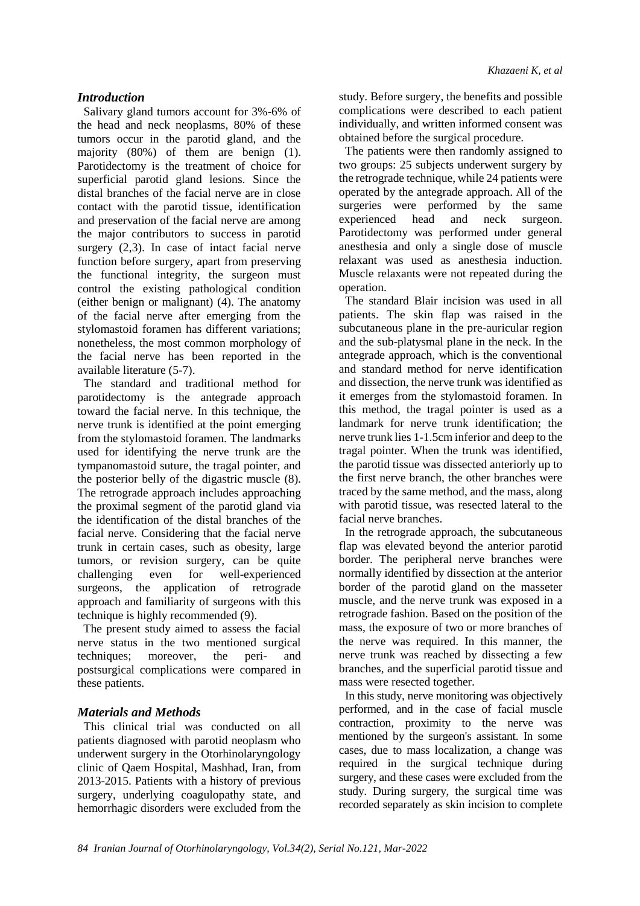## Introduction

Salivary gland tumors account for 3%-6% of the head and neck neoplasms, 80% of these tumors occur in the parotid gland, and the majority (80%) of them are benign (1). Parotidectomy is the treatment of choice for superficial parotid gland lesions. Since the distal branches of the facial nerve are in close contact with the parotid tissue, identification and preservation of the facial nerve are among the major contributors to success in parotid surgery (2,3). In case of intact facial nerve function before surgery, apart from preserving the functional integrity, the surgeon must control the existing pathological condition (either benign or malignant) (4). The anatomy of the facial nerve after emerging from the stylomastoid foramen has different variations; nonetheless, the most common morphology of the facial nerve has been reported in the available literature (5-7).

The standard and traditional method for parotidectomy is the antegrade approach toward the facial nerve. In this technique, the nerve trunk is identified at the point emerging from the stylomastoid foramen. The landmarks used for identifying the nerve trunk are the tympanomastoid suture, the tragal pointer, and the posterior belly of the digastric muscle (8). The retrograde approach includes approaching the proximal segment of the parotid gland via the identification of the distal branches of the facial nerve. Considering that the facial nerve trunk in certain cases, such as obesity, large tumors, or revision surgery, can be quite challenging even for well-experienced surgeons, the application of retrograde approach and familiarity of surgeons with this technique is highly recommended (9).

The present study aimed to assess the facial nerve status in the two mentioned surgical techniques; moreover, the peri- and postsurgical complications were compared in these patients.

## Materials and Methods

This clinical trial was conducted on all patients diagnosed with parotid neoplasm who underwent surgery in the Otorhinolaryngology clinic of Qaem Hospital, Mashhad, Iran, from 2013-2015. Patients with a history of previous surgery, underlying coagulopathy state, and hemorrhagic disorders were excluded from the study. Before surgery, the benefits and possible complications were described to each patient individually, and written informed consent was obtained before the surgical procedure.

The patients were then randomly assigned to two groups: 25 subjects underwent surgery by the retrograde technique, while 24 patients were operated by the antegrade approach. All of the surgeries were performed by the same experienced head and neck surgeon. Parotidectomy was performed under general anesthesia and only a single dose of muscle relaxant was used as anesthesia induction. Muscle relaxants were not repeated during the operation.

The standard Blair incision was used in all patients. The skin flap was raised in the subcutaneous plane in the pre-auricular region and the sub-platysmal plane in the neck. In the antegrade approach, which is the conventional and standard method for nerve identification and dissection, the nerve trunk was identified as it emerges from the stylomastoid foramen. In this method, the tragal pointer is used as a landmark for nerve trunk identification; the nerve trunk lies 1-1.5cm inferior and deep to the tragal pointer. When the trunk was identified, the parotid tissue was dissected anteriorly up to the first nerve branch, the other branches were traced by the same method, and the mass, along with parotid tissue, was resected lateral to the facial nerve branches.

In the retrograde approach, the subcutaneous flap was elevated beyond the anterior parotid border. The peripheral nerve branches were normally identified by dissection at the anterior border of the parotid gland on the masseter muscle, and the nerve trunk was exposed in a retrograde fashion. Based on the position of the mass, the exposure of two or more branches of the nerve was required. In this manner, the nerve trunk was reached by dissecting a few branches, and the superficial parotid tissue and mass were resected together.

In this study, nerve monitoring was objectively performed, and in the case of facial muscle contraction, proximity to the nerve was mentioned by the surgeon's assistant. In some cases, due to mass localization, a change was required in the surgical technique during surgery, and these cases were excluded from the study. During surgery, the surgical time was recorded separately as skin incision to complete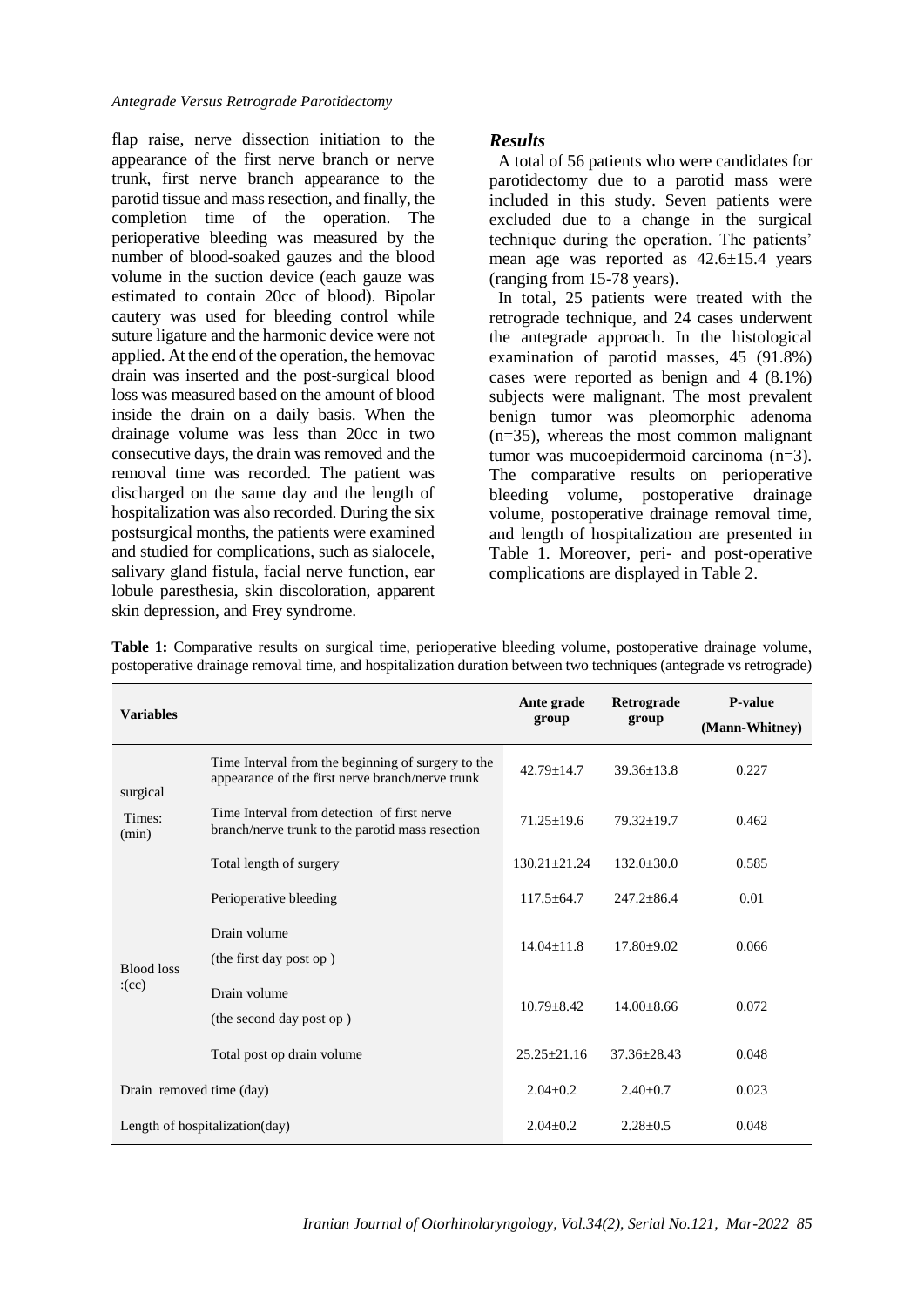flap raise, nerve dissection initiation to the appearance of the first nerve branch or nerve trunk, first nerve branch appearance to the parotid tissue and mass resection, and finally, the completion time of the operation. The perioperative bleeding was measured by the number of blood-soaked gauzes and the blood volume in the suction device (each gauze was estimated to contain 20cc of blood). Bipolar cautery was used for bleeding control while suture ligature and the harmonic device were not applied. At the end of the operation, the hemovac drain was inserted and the post-surgical blood loss was measured based on the amount of blood inside the drain on a daily basis. When the drainage volume was less than 20cc in two consecutive days, the drain was removed and the removal time was recorded. The patient was discharged on the same day and the length of hospitalization was also recorded. During the six postsurgical months, the patients were examined and studied for complications, such as sialocele, salivary gland fistula, facial nerve function, ear lobule paresthesia, skin discoloration, apparent skin depression, and Frey syndrome.

## *Results*

A total of 56 patients who were candidates for parotidectomy due to a parotid mass were included in this study. Seven patients were excluded due to a change in the surgical technique during the operation. The patients' mean age was reported as 42.6±15.4 years (ranging from 15-78 years).

In total, 25 patients were treated with the retrograde technique, and 24 cases underwent the antegrade approach. In the histological examination of parotid masses, 45 (91.8%) cases were reported as benign and 4 (8.1%) subjects were malignant. The most prevalent benign tumor was pleomorphic adenoma (n=35), whereas the most common malignant tumor was mucoepidermoid carcinoma (n=3). The comparative results on perioperative bleeding volume, postoperative drainage volume, postoperative drainage removal time, and length of hospitalization are presented in Table 1. Moreover, peri- and post-operative complications are displayed in Table 2.

**Table 1:** Comparative results on surgical time, perioperative bleeding volume, postoperative drainage volume, postoperative drainage removal time, and hospitalization duration between two techniques (antegrade vs retrograde)

| Variables | | Ante grade group | Retrograde group | P-value (Mann-Whitney) |
|---|---|---|---|---|
| surgical Times: (min) | Time Interval from the beginning of surgery to the appearance of the first nerve branch/nerve trunk | 42.79±14.7 | 39.36±13.8 | 0.227 |
| | Time Interval from detection of first nerve branch/nerve trunk to the parotid mass resection | 71.25±19.6 | 79.32±19.7 | 0.462 |
| | Total length of surgery | 130.21±21.24 | 132.0±30.0 | 0.585 |
| Blood loss :(cc) | Perioperative bleeding | 117.5±64.7 | 247.2±86.4 | 0.01 |
| | Drain volume (the first day post op ) | 14.04±11.8 | 17.80±9.02 | 0.066 |
| | Drain volume (the second day post op ) | 10.79±8.42 | 14.00±8.66 | 0.072 |
| | Total post op drain volume | 25.25±21.16 | 37.36±28.43 | 0.048 |
| Drain removed time (day) | | 2.04±0.2 | 2.40±0.7 | 0.023 |
| Length of hospitalization(day) | | 2.04±0.2 | 2.28±0.5 | 0.048 |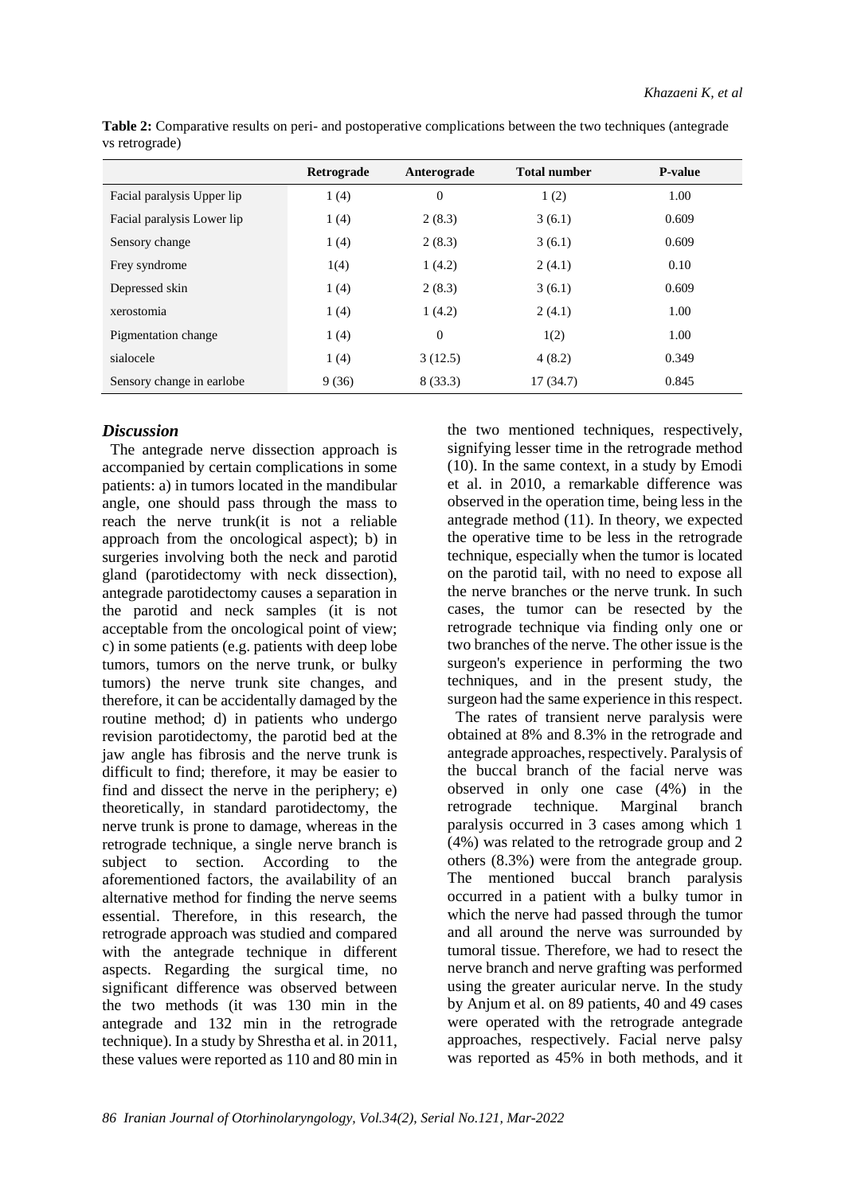**Table 2:** Comparative results on peri- and postoperative complications between the two techniques (antegrade vs retrograde)

| | Retrograde | Anterograde | Total number | P-value |
|---|---|---|---|---|
| Facial paralysis Upper lip | 1 (4) | 0 | 1 (2) | 1.00 |
| Facial paralysis Lower lip | 1 (4) | 2 (8.3) | 3 (6.1) | 0.609 |
| Sensory change | 1 (4) | 2 (8.3) | 3 (6.1) | 0.609 |
| Frey syndrome | 1(4) | 1 (4.2) | 2 (4.1) | 0.10 |
| Depressed skin | 1 (4) | 2 (8.3) | 3 (6.1) | 0.609 |
| xerostomia | 1 (4) | 1 (4.2) | 2 (4.1) | 1.00 |
| Pigmentation change | 1 (4) | 0 | 1(2) | 1.00 |
| sialocele | 1 (4) | 3 (12.5) | 4 (8.2) | 0.349 |
| Sensory change in earlobe | 9 (36) | 8 (33.3) | 17 (34.7) | 0.845 |

## *Discussion*

The antegrade nerve dissection approach is accompanied by certain complications in some patients: a) in tumors located in the mandibular angle, one should pass through the mass to reach the nerve trunk(it is not a reliable approach from the oncological aspect); b) in surgeries involving both the neck and parotid gland (parotidectomy with neck dissection), antegrade parotidectomy causes a separation in the parotid and neck samples (it is not acceptable from the oncological point of view; c) in some patients (e.g. patients with deep lobe tumors, tumors on the nerve trunk, or bulky tumors) the nerve trunk site changes, and therefore, it can be accidentally damaged by the routine method; d) in patients who undergo revision parotidectomy, the parotid bed at the jaw angle has fibrosis and the nerve trunk is difficult to find; therefore, it may be easier to find and dissect the nerve in the periphery; e) theoretically, in standard parotidectomy, the nerve trunk is prone to damage, whereas in the retrograde technique, a single nerve branch is subject to section. According to the aforementioned factors, the availability of an alternative method for finding the nerve seems essential. Therefore, in this research, the retrograde approach was studied and compared with the antegrade technique in different aspects. Regarding the surgical time, no significant difference was observed between the two methods (it was 130 min in the antegrade and 132 min in the retrograde technique). In a study by Shrestha et al. in 2011, these values were reported as 110 and 80 min in the two mentioned techniques, respectively, signifying lesser time in the retrograde method (10). In the same context, in a study by Emodi et al. in 2010, a remarkable difference was observed in the operation time, being less in the antegrade method (11). In theory, we expected the operative time to be less in the retrograde technique, especially when the tumor is located on the parotid tail, with no need to expose all the nerve branches or the nerve trunk. In such cases, the tumor can be resected by the retrograde technique via finding only one or two branches of the nerve. The other issue is the surgeon's experience in performing the two techniques, and in the present study, the surgeon had the same experience in this respect.

The rates of transient nerve paralysis were obtained at 8% and 8.3% in the retrograde and antegrade approaches, respectively. Paralysis of the buccal branch of the facial nerve was observed in only one case (4%) in the retrograde technique. Marginal branch paralysis occurred in 3 cases among which 1 (4%) was related to the retrograde group and 2 others (8.3%) were from the antegrade group. The mentioned buccal branch paralysis occurred in a patient with a bulky tumor in which the nerve had passed through the tumor and all around the nerve was surrounded by tumoral tissue. Therefore, we had to resect the nerve branch and nerve grafting was performed using the greater auricular nerve. In the study by Anjum et al. on 89 patients, 40 and 49 cases were operated with the retrograde antegrade approaches, respectively. Facial nerve palsy was reported as 45% in both methods, and it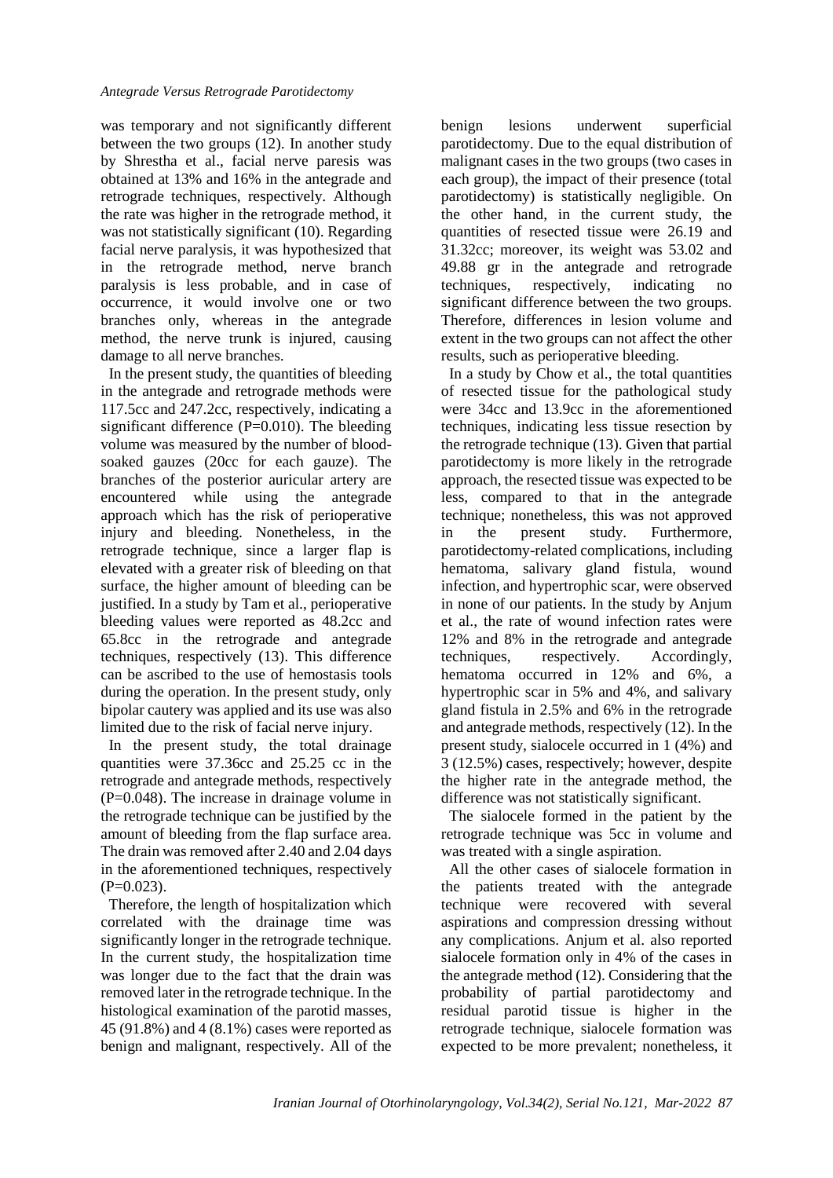was temporary and not significantly different between the two groups (12). In another study by Shrestha et al., facial nerve paresis was obtained at 13% and 16% in the antegrade and retrograde techniques, respectively. Although the rate was higher in the retrograde method, it was not statistically significant (10). Regarding facial nerve paralysis, it was hypothesized that in the retrograde method, nerve branch paralysis is less probable, and in case of occurrence, it would involve one or two branches only, whereas in the antegrade method, the nerve trunk is injured, causing damage to all nerve branches.

In the present study, the quantities of bleeding in the antegrade and retrograde methods were 117.5cc and 247.2cc, respectively, indicating a significant difference (P=0.010). The bleeding volume was measured by the number of blood-soaked gauzes (20cc for each gauze). The branches of the posterior auricular artery are encountered while using the antegrade approach which has the risk of perioperative injury and bleeding. Nonetheless, in the retrograde technique, since a larger flap is elevated with a greater risk of bleeding on that surface, the higher amount of bleeding can be justified. In a study by Tam et al., perioperative bleeding values were reported as 48.2cc and 65.8cc in the retrograde and antegrade techniques, respectively (13). This difference can be ascribed to the use of hemostasis tools during the operation. In the present study, only bipolar cautery was applied and its use was also limited due to the risk of facial nerve injury.

In the present study, the total drainage quantities were 37.36cc and 25.25 cc in the retrograde and antegrade methods, respectively (P=0.048). The increase in drainage volume in the retrograde technique can be justified by the amount of bleeding from the flap surface area. The drain was removed after 2.40 and 2.04 days in the aforementioned techniques, respectively (P=0.023).

Therefore, the length of hospitalization which correlated with the drainage time was significantly longer in the retrograde technique. In the current study, the hospitalization time was longer due to the fact that the drain was removed later in the retrograde technique. In the histological examination of the parotid masses, 45 (91.8%) and 4 (8.1%) cases were reported as benign and malignant, respectively. All of the benign lesions underwent superficial parotidectomy. Due to the equal distribution of malignant cases in the two groups (two cases in each group), the impact of their presence (total parotidectomy) is statistically negligible. On the other hand, in the current study, the quantities of resected tissue were 26.19 and 31.32cc; moreover, its weight was 53.02 and 49.88 gr in the antegrade and retrograde techniques, respectively, indicating no significant difference between the two groups. Therefore, differences in lesion volume and extent in the two groups can not affect the other results, such as perioperative bleeding.

In a study by Chow et al., the total quantities of resected tissue for the pathological study were 34cc and 13.9cc in the aforementioned techniques, indicating less tissue resection by the retrograde technique (13). Given that partial parotidectomy is more likely in the retrograde approach, the resected tissue was expected to be less, compared to that in the antegrade technique; nonetheless, this was not approved in the present study. Furthermore, parotidectomy-related complications, including hematoma, salivary gland fistula, wound infection, and hypertrophic scar, were observed in none of our patients. In the study by Anjum et al., the rate of wound infection rates were 12% and 8% in the retrograde and antegrade techniques, respectively. Accordingly, hematoma occurred in 12% and 6%, a hypertrophic scar in 5% and 4%, and salivary gland fistula in 2.5% and 6% in the retrograde and antegrade methods, respectively (12). In the present study, sialocele occurred in 1 (4%) and 3 (12.5%) cases, respectively; however, despite the higher rate in the antegrade method, the difference was not statistically significant.

The sialocele formed in the patient by the retrograde technique was 5cc in volume and was treated with a single aspiration.

All the other cases of sialocele formation in the patients treated with the antegrade technique were recovered with several aspirations and compression dressing without any complications. Anjum et al. also reported sialocele formation only in 4% of the cases in the antegrade method (12). Considering that the probability of partial parotidectomy and residual parotid tissue is higher in the retrograde technique, sialocele formation was expected to be more prevalent; nonetheless, it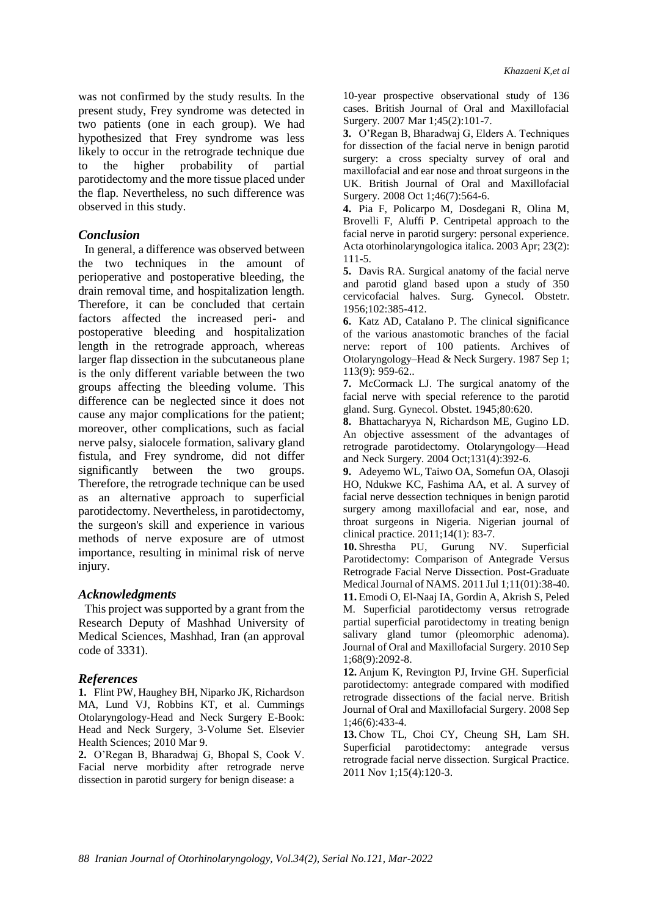was not confirmed by the study results. In the present study, Frey syndrome was detected in two patients (one in each group). We had hypothesized that Frey syndrome was less likely to occur in the retrograde technique due to the higher probability of partial parotidectomy and the more tissue placed under the flap. Nevertheless, no such difference was observed in this study.

## *Conclusion*

In general, a difference was observed between the two techniques in the amount of perioperative and postoperative bleeding, the drain removal time, and hospitalization length. Therefore, it can be concluded that certain factors affected the increased peri- and postoperative bleeding and hospitalization length in the retrograde approach, whereas larger flap dissection in the subcutaneous plane is the only different variable between the two groups affecting the bleeding volume. This difference can be neglected since it does not cause any major complications for the patient; moreover, other complications, such as facial nerve palsy, sialocele formation, salivary gland fistula, and Frey syndrome, did not differ significantly between the two groups. Therefore, the retrograde technique can be used as an alternative approach to superficial parotidectomy. Nevertheless, in parotidectomy, the surgeon's skill and experience in various methods of nerve exposure are of utmost importance, resulting in minimal risk of nerve injury.

## *Acknowledgments*

This project was supported by a grant from the Research Deputy of Mashhad University of Medical Sciences, Mashhad, Iran (an approval code of 3331).

## *References*

**1.** Flint PW, Haughey BH, Niparko JK, Richardson MA, Lund VJ, Robbins KT, et al. Cummings Otolaryngology-Head and Neck Surgery E-Book: Head and Neck Surgery, 3-Volume Set. Elsevier Health Sciences; 2010 Mar 9.

**2.** O'Regan B, Bharadwaj G, Bhopal S, Cook V. Facial nerve morbidity after retrograde nerve dissection in parotid surgery for benign disease: a 10-year prospective observational study of 136 cases. British Journal of Oral and Maxillofacial Surgery. 2007 Mar 1;45(2):101-7.

**3.** O'Regan B, Bharadwaj G, Elders A. Techniques for dissection of the facial nerve in benign parotid surgery: a cross specialty survey of oral and maxillofacial and ear nose and throat surgeons in the UK. British Journal of Oral and Maxillofacial Surgery. 2008 Oct 1;46(7):564-6.

**4.** Pia F, Policarpo M, Dosdegani R, Olina M, Brovelli F, Aluffi P. Centripetal approach to the facial nerve in parotid surgery: personal experience. Acta otorhinolaryngologica italica. 2003 Apr; 23(2): 111-5.

**5.** Davis RA. Surgical anatomy of the facial nerve and parotid gland based upon a study of 350 cervicofacial halves. Surg. Gynecol. Obstetr. 1956;102:385-412.

**6.** Katz AD, Catalano P. The clinical significance of the various anastomotic branches of the facial nerve: report of 100 patients. Archives of Otolaryngology–Head & Neck Surgery. 1987 Sep 1; 113(9): 959-62..

**7.** McCormack LJ. The surgical anatomy of the facial nerve with special reference to the parotid gland. Surg. Gynecol. Obstet. 1945;80:620.

**8.** Bhattacharyya N, Richardson ME, Gugino LD. An objective assessment of the advantages of retrograde parotidectomy. Otolaryngology—Head and Neck Surgery. 2004 Oct;131(4):392-6.

**9.** Adeyemo WL, Taiwo OA, Somefun OA, Olasoji HO, Ndukwe KC, Fashima AA, et al. A survey of facial nerve dessection techniques in benign parotid surgery among maxillofacial and ear, nose, and throat surgeons in Nigeria. Nigerian journal of clinical practice. 2011;14(1): 83-7.

**10.** Shrestha PU, Gurung NV. Superficial Parotidectomy: Comparison of Antegrade Versus Retrograde Facial Nerve Dissection. Post-Graduate Medical Journal of NAMS. 2011 Jul 1;11(01):38-40.

**11.** Emodi O, El-Naaj IA, Gordin A, Akrish S, Peled M. Superficial parotidectomy versus retrograde partial superficial parotidectomy in treating benign salivary gland tumor (pleomorphic adenoma). Journal of Oral and Maxillofacial Surgery. 2010 Sep 1;68(9):2092-8.

**12.** Anjum K, Revington PJ, Irvine GH. Superficial parotidectomy: antegrade compared with modified retrograde dissections of the facial nerve. British Journal of Oral and Maxillofacial Surgery. 2008 Sep 1;46(6):433-4.

**13.** Chow TL, Choi CY, Cheung SH, Lam SH. Superficial parotidectomy: antegrade versus retrograde facial nerve dissection. Surgical Practice. 2011 Nov 1;15(4):120-3.